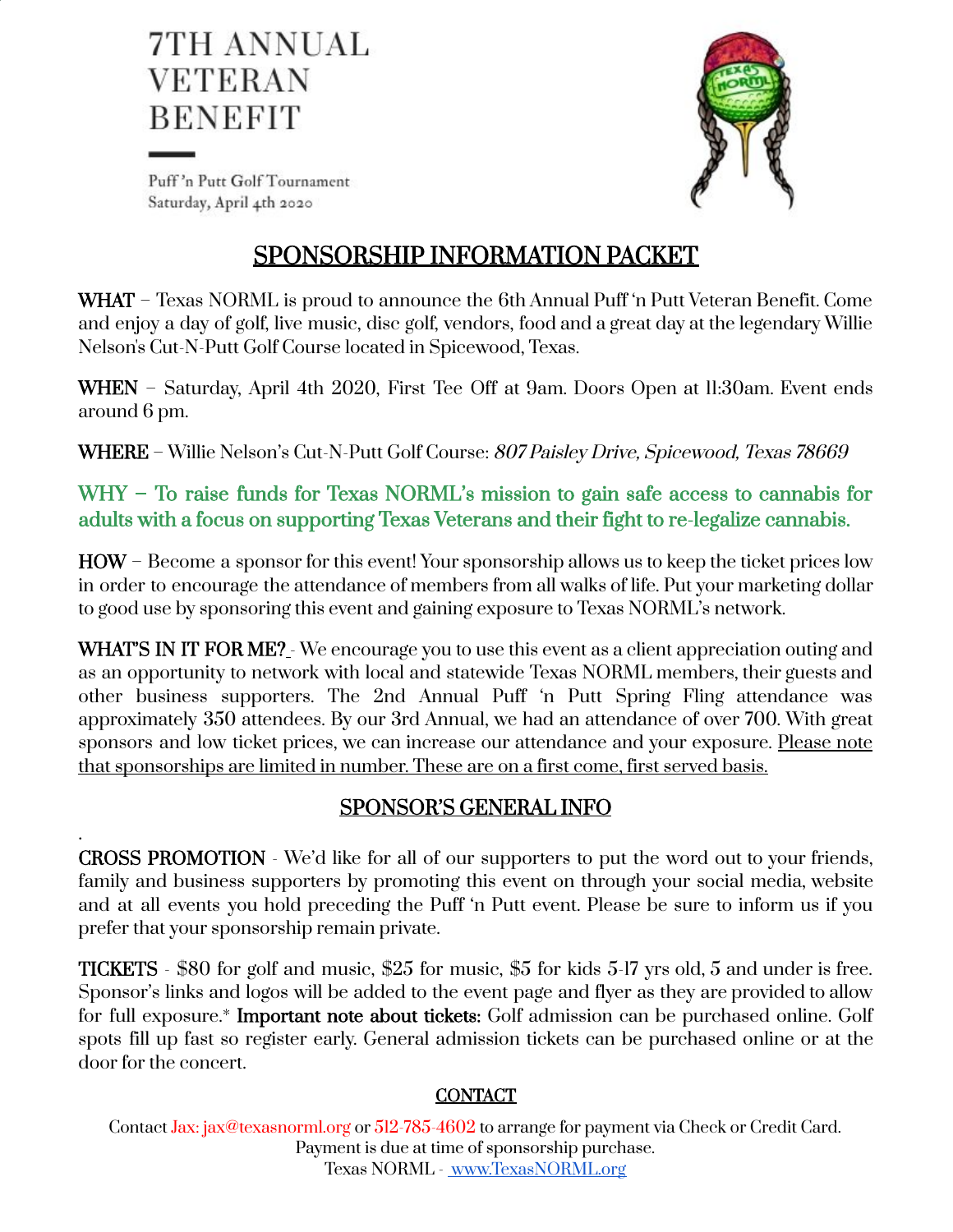# 7TH ANNUAL VETERAN BENEFIT

Puff 'n Putt Golf Tournament
Saturday, April 4th 2020

## SPONSORSHIP INFORMATION PACKET

**WHAT** – Texas NORML is proud to announce the 6th Annual Puff 'n Putt Veteran Benefit. Come and enjoy a day of golf, live music, disc golf, vendors, food and a great day at the legendary Willie Nelson's Cut-N-Putt Golf Course located in Spicewood, Texas.

**WHEN** – Saturday, April 4th 2020, First Tee Off at 9am. Doors Open at 11:30am. Event ends around 6 pm.

**WHERE** – Willie Nelson's Cut-N-Putt Golf Course: *807 Paisley Drive, Spicewood, Texas 78669*

**WHY – To raise funds for Texas NORML's mission to gain safe access to cannabis for adults with a focus on supporting Texas Veterans and their fight to re-legalize cannabis.**

**HOW** – Become a sponsor for this event! Your sponsorship allows us to keep the ticket prices low in order to encourage the attendance of members from all walks of life. Put your marketing dollar to good use by sponsoring this event and gaining exposure to Texas NORML's network.

**WHAT'S IN IT FOR ME?** - We encourage you to use this event as a client appreciation outing and as an opportunity to network with local and statewide Texas NORML members, their guests and other business supporters. The 2nd Annual Puff 'n Putt Spring Fling attendance was approximately 350 attendees. By our 3rd Annual, we had an attendance of over 700. With great sponsors and low ticket prices, we can increase our attendance and your exposure. Please note that sponsorships are limited in number. These are on a first come, first served basis.

## SPONSOR'S GENERAL INFO

**CROSS PROMOTION** - We'd like for all of our supporters to put the word out to your friends, family and business supporters by promoting this event on through your social media, website and at all events you hold preceding the Puff 'n Putt event. Please be sure to inform us if you prefer that your sponsorship remain private.

**TICKETS** - $80 for golf and music, $25 for music, $5 for kids 5-17 yrs old, 5 and under is free. Sponsor's links and logos will be added to the event page and flyer as they are provided to allow for full exposure.* **Important note about tickets:** Golf admission can be purchased online. Golf spots fill up fast so register early. General admission tickets can be purchased online or at the door for the concert.

## CONTACT

Contact Jax: jax@texasnorml.org or 512-785-4602 to arrange for payment via Check or Credit Card.
Payment is due at time of sponsorship purchase.
Texas NORML - www.TexasNORML.org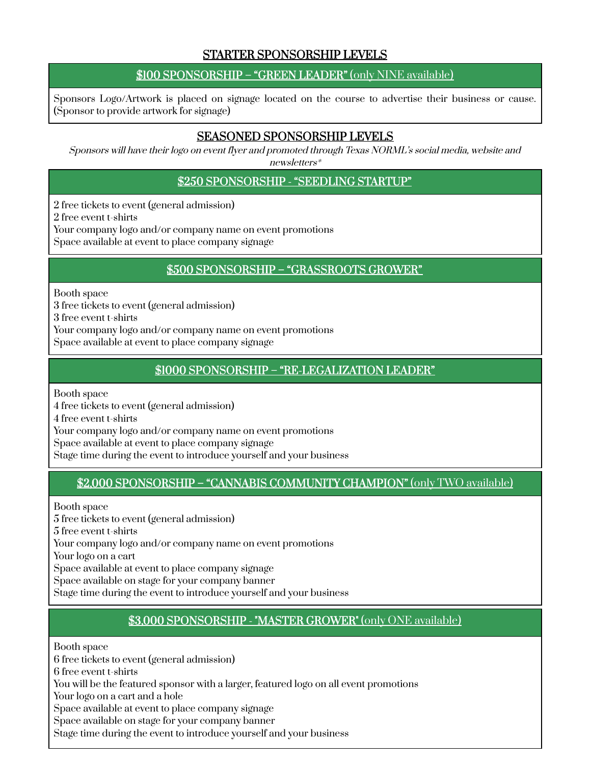## STARTER SPONSORSHIP LEVELS

### $100 SPONSORSHIP – "GREEN LEADER" (only NINE available)

Sponsors Logo/Artwork is placed on signage located on the course to advertise their business or cause. (Sponsor to provide artwork for signage)

## SEASONED SPONSORSHIP LEVELS

*Sponsors will have their logo on event flyer and promoted through Texas NORML's social media, website and newsletters**

### $250 SPONSORSHIP - "SEEDLING STARTUP"

2 free tickets to event (general admission)
2 free event t-shirts
Your company logo and/or company name on event promotions
Space available at event to place company signage

### $500 SPONSORSHIP – "GRASSROOTS GROWER"

Booth space
3 free tickets to event (general admission)
3 free event t-shirts
Your company logo and/or company name on event promotions
Space available at event to place company signage

### $1000 SPONSORSHIP – "RE-LEGALIZATION LEADER"

Booth space
4 free tickets to event (general admission)
4 free event t-shirts
Your company logo and/or company name on event promotions
Space available at event to place company signage
Stage time during the event to introduce yourself and your business

### $2,000 SPONSORSHIP – "CANNABIS COMMUNITY CHAMPION" (only TWO available)

Booth space
5 free tickets to event (general admission)
5 free event t-shirts
Your company logo and/or company name on event promotions
Your logo on a cart
Space available at event to place company signage
Space available on stage for your company banner
Stage time during the event to introduce yourself and your business

### $3,000 SPONSORSHIP - "MASTER GROWER" (only ONE available)

Booth space
6 free tickets to event (general admission)
6 free event t-shirts
You will be the featured sponsor with a larger, featured logo on all event promotions
Your logo on a cart and a hole
Space available at event to place company signage
Space available on stage for your company banner
Stage time during the event to introduce yourself and your business